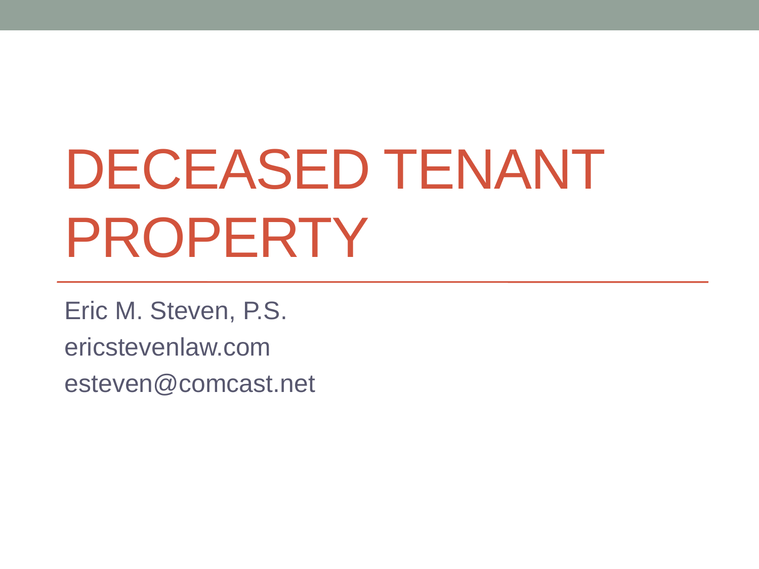# DECEASED TENANT PROPERTY

Eric M. Steven, P.S.

ericstevenlaw.com

esteven@comcast.net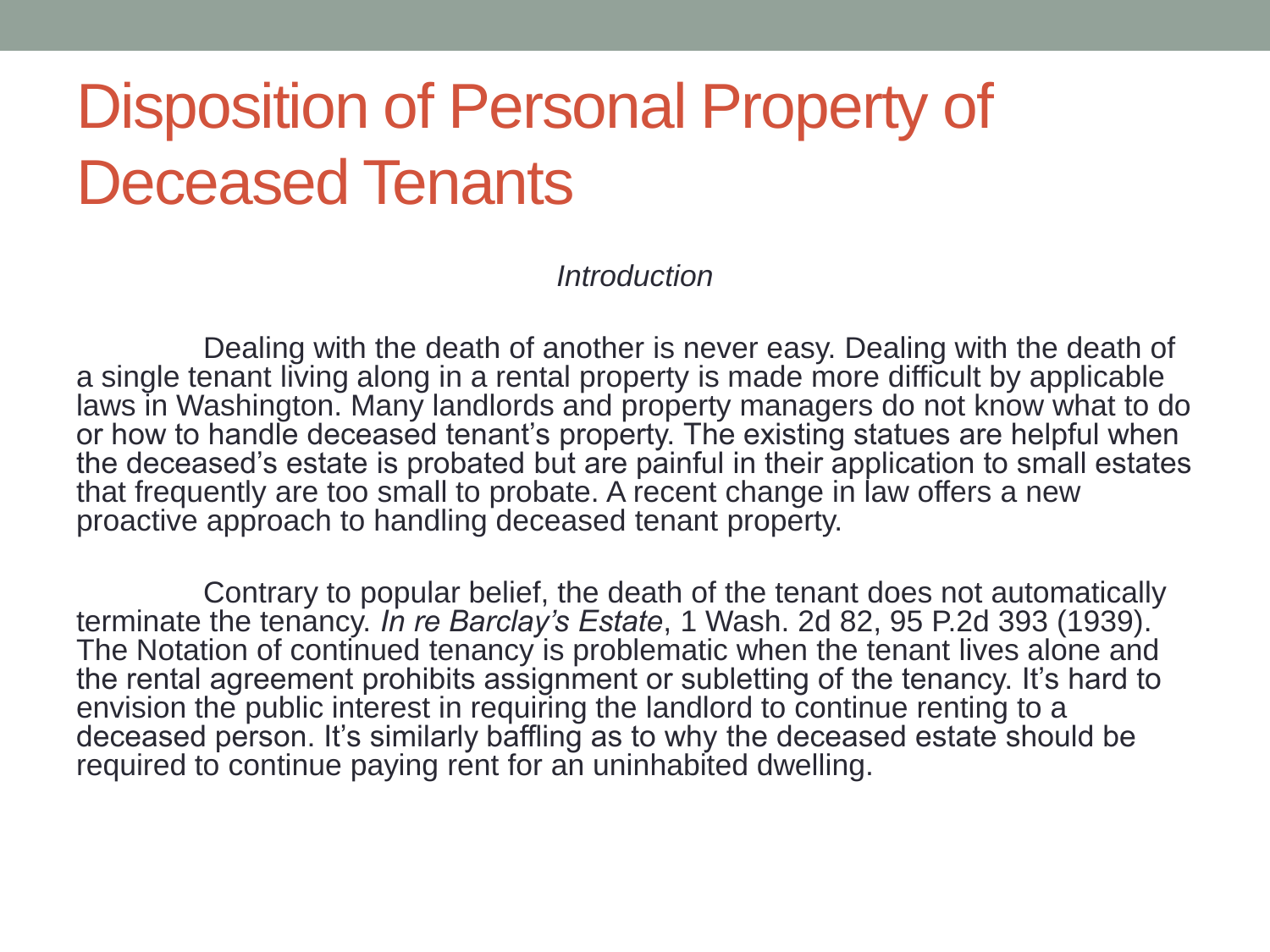# Disposition of Personal Property of Deceased Tenants

*Introduction*

Dealing with the death of another is never easy. Dealing with the death of a single tenant living along in a rental property is made more difficult by applicable laws in Washington. Many landlords and property managers do not know what to do or how to handle deceased tenant's property. The existing statues are helpful when the deceased's estate is probated but are painful in their application to small estates that frequently are too small to probate. A recent change in law offers a new proactive approach to handling deceased tenant property.

Contrary to popular belief, the death of the tenant does not automatically terminate the tenancy. *In re Barclay's Estate*, 1 Wash. 2d 82, 95 P.2d 393 (1939). The Notation of continued tenancy is problematic when the tenant lives alone and the rental agreement prohibits assignment or subletting of the tenancy. It's hard to envision the public interest in requiring the landlord to continue renting to a deceased person. It's similarly baffling as to why the deceased estate should be required to continue paying rent for an uninhabited dwelling.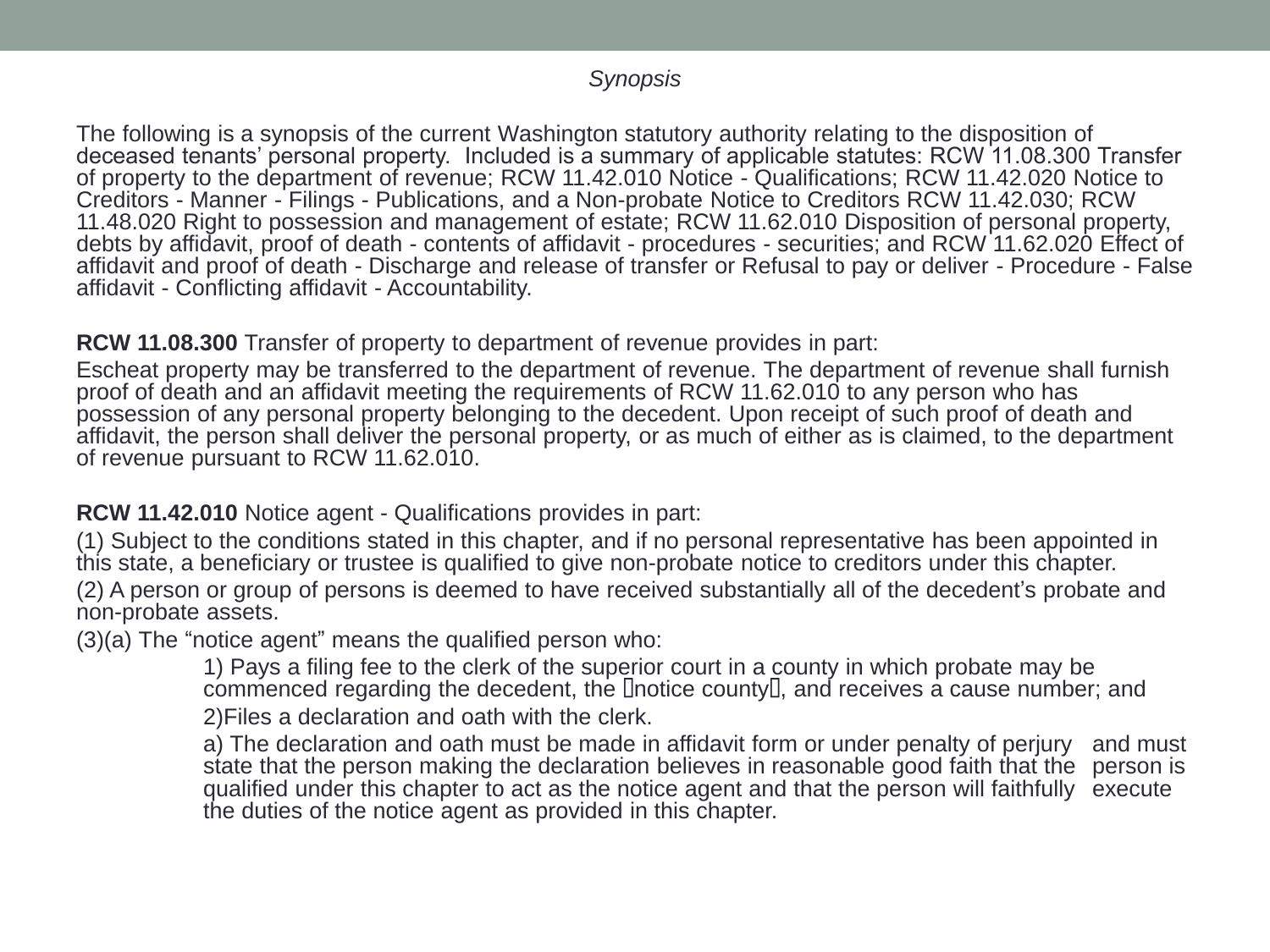*Synopsis*

The following is a synopsis of the current Washington statutory authority relating to the disposition of deceased tenants' personal property. Included is a summary of applicable statutes: RCW 11.08.300 Transfer of property to the department of revenue; RCW 11.42.010 Notice - Qualifications; RCW 11.42.020 Notice to Creditors - Manner - Filings - Publications, and a Non-probate Notice to Creditors RCW 11.42.030; RCW 11.48.020 Right to possession and management of estate; RCW 11.62.010 Disposition of personal property, debts by affidavit, proof of death - contents of affidavit - procedures - securities; and RCW 11.62.020 Effect of affidavit and proof of death - Discharge and release of transfer or Refusal to pay or deliver - Procedure - False affidavit - Conflicting affidavit - Accountability.

**RCW 11.08.300** Transfer of property to department of revenue provides in part:

Escheat property may be transferred to the department of revenue. The department of revenue shall furnish proof of death and an affidavit meeting the requirements of RCW 11.62.010 to any person who has possession of any personal property belonging to the decedent. Upon receipt of such proof of death and affidavit, the person shall deliver the personal property, or as much of either as is claimed, to the department of revenue pursuant to RCW 11.62.010.

**RCW 11.42.010** Notice agent - Qualifications provides in part:

(1) Subject to the conditions stated in this chapter, and if no personal representative has been appointed in this state, a beneficiary or trustee is qualified to give non-probate notice to creditors under this chapter.

(2) A person or group of persons is deemed to have received substantially all of the decedent's probate and non-probate assets.

(3)(a) The "notice agent" means the qualified person who:

1) Pays a filing fee to the clerk of the superior court in a county in which probate may be commenced regarding the decedent, the "notice county", and receives a cause number; and

2)Files a declaration and oath with the clerk.

a) The declaration and oath must be made in affidavit form or under penalty of perjury and must state that the person making the declaration believes in reasonable good faith that the person is qualified under this chapter to act as the notice agent and that the person will faithfully execute the duties of the notice agent as provided in this chapter.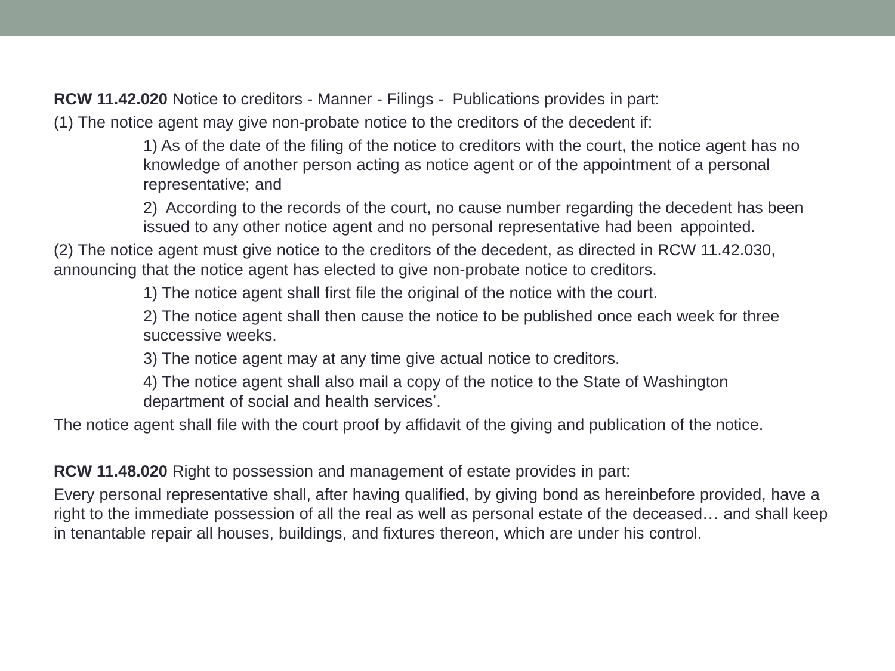**RCW 11.42.020** Notice to creditors - Manner - Filings - Publications provides in part:

(1) The notice agent may give non-probate notice to the creditors of the decedent if:

> 1) As of the date of the filing of the notice to creditors with the court, the notice agent has no knowledge of another person acting as notice agent or of the appointment of a personal representative; and
>
> 2) According to the records of the court, no cause number regarding the decedent has been issued to any other notice agent and no personal representative had been appointed.

(2) The notice agent must give notice to the creditors of the decedent, as directed in RCW 11.42.030, announcing that the notice agent has elected to give non-probate notice to creditors.

> 1) The notice agent shall first file the original of the notice with the court.
>
> 2) The notice agent shall then cause the notice to be published once each week for three successive weeks.
>
> 3) The notice agent may at any time give actual notice to creditors.
>
> 4) The notice agent shall also mail a copy of the notice to the State of Washington department of social and health services'.

The notice agent shall file with the court proof by affidavit of the giving and publication of the notice.

**RCW 11.48.020** Right to possession and management of estate provides in part:

Every personal representative shall, after having qualified, by giving bond as hereinbefore provided, have a right to the immediate possession of all the real as well as personal estate of the deceased… and shall keep in tenantable repair all houses, buildings, and fixtures thereon, which are under his control.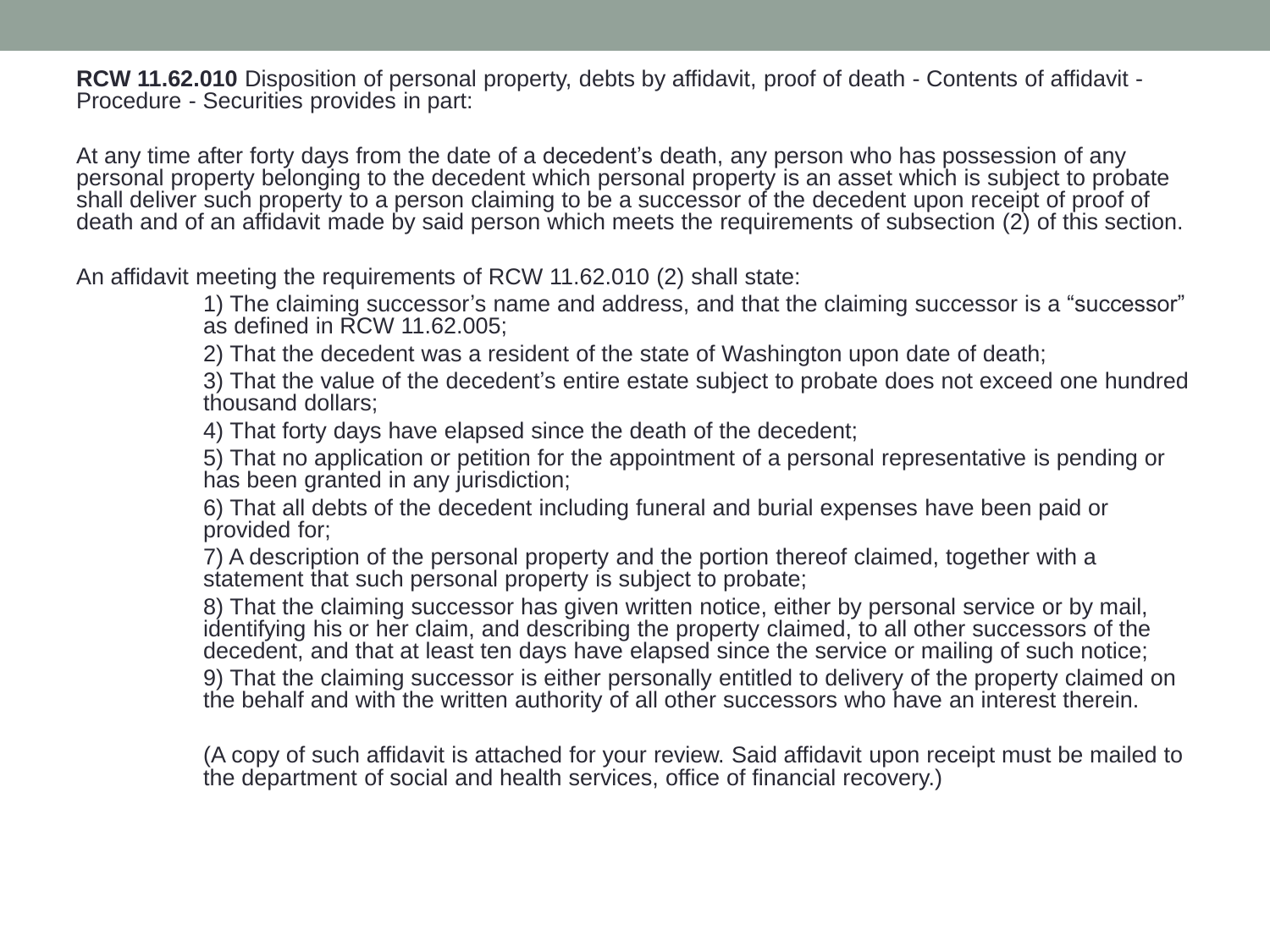**RCW 11.62.010** Disposition of personal property, debts by affidavit, proof of death - Contents of affidavit - Procedure - Securities provides in part:

At any time after forty days from the date of a decedent's death, any person who has possession of any personal property belonging to the decedent which personal property is an asset which is subject to probate shall deliver such property to a person claiming to be a successor of the decedent upon receipt of proof of death and of an affidavit made by said person which meets the requirements of subsection (2) of this section.

An affidavit meeting the requirements of RCW 11.62.010 (2) shall state:

1) The claiming successor's name and address, and that the claiming successor is a "successor" as defined in RCW 11.62.005;

2) That the decedent was a resident of the state of Washington upon date of death;

3) That the value of the decedent's entire estate subject to probate does not exceed one hundred thousand dollars;

4) That forty days have elapsed since the death of the decedent;

5) That no application or petition for the appointment of a personal representative is pending or has been granted in any jurisdiction;

6) That all debts of the decedent including funeral and burial expenses have been paid or provided for;

7) A description of the personal property and the portion thereof claimed, together with a statement that such personal property is subject to probate;

8) That the claiming successor has given written notice, either by personal service or by mail, identifying his or her claim, and describing the property claimed, to all other successors of the decedent, and that at least ten days have elapsed since the service or mailing of such notice;

9) That the claiming successor is either personally entitled to delivery of the property claimed on the behalf and with the written authority of all other successors who have an interest therein.

(A copy of such affidavit is attached for your review. Said affidavit upon receipt must be mailed to the department of social and health services, office of financial recovery.)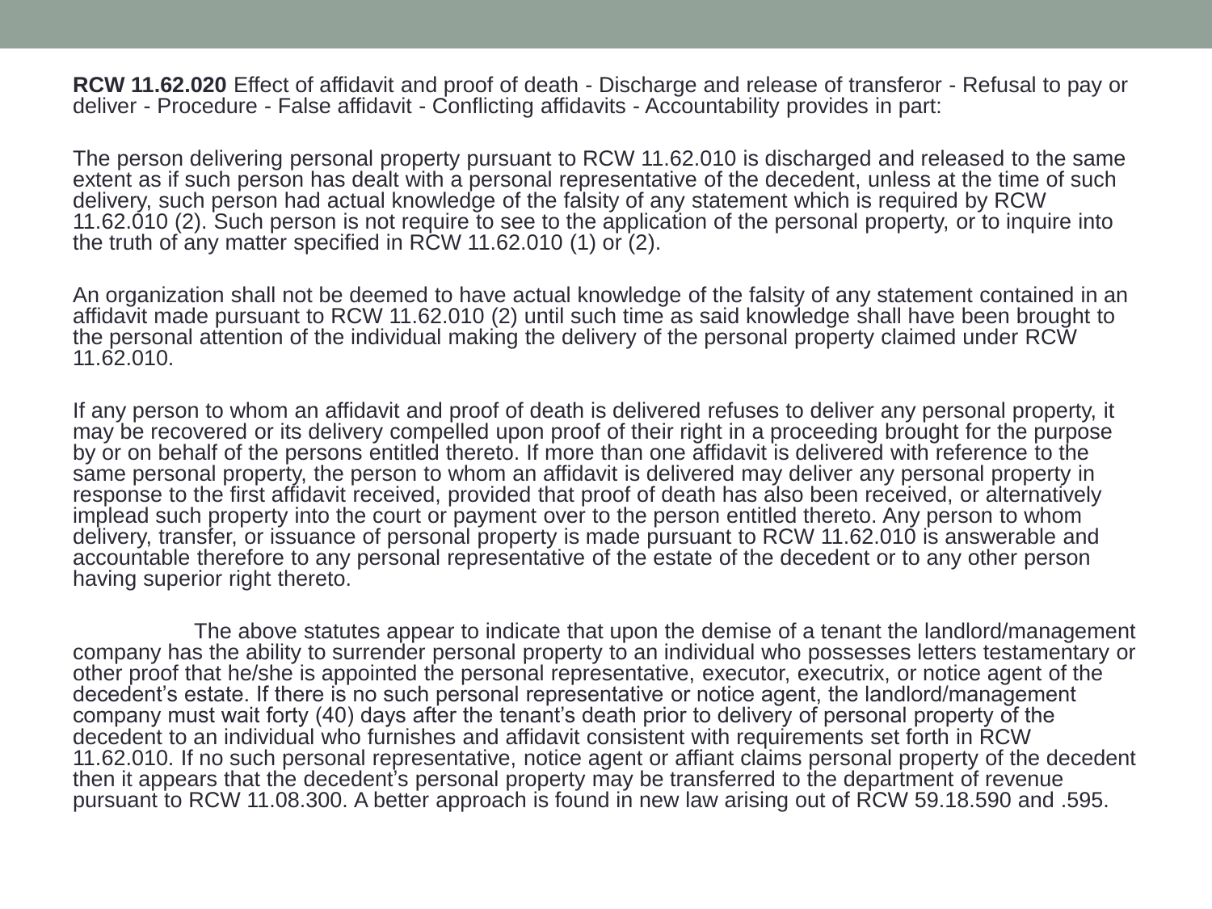**RCW 11.62.020** Effect of affidavit and proof of death - Discharge and release of transferor - Refusal to pay or deliver - Procedure - False affidavit - Conflicting affidavits - Accountability provides in part:

The person delivering personal property pursuant to RCW 11.62.010 is discharged and released to the same extent as if such person has dealt with a personal representative of the decedent, unless at the time of such delivery, such person had actual knowledge of the falsity of any statement which is required by RCW 11.62.010 (2). Such person is not require to see to the application of the personal property, or to inquire into the truth of any matter specified in RCW 11.62.010 (1) or (2).

An organization shall not be deemed to have actual knowledge of the falsity of any statement contained in an affidavit made pursuant to RCW 11.62.010 (2) until such time as said knowledge shall have been brought to the personal attention of the individual making the delivery of the personal property claimed under RCW 11.62.010.

If any person to whom an affidavit and proof of death is delivered refuses to deliver any personal property, it may be recovered or its delivery compelled upon proof of their right in a proceeding brought for the purpose by or on behalf of the persons entitled thereto. If more than one affidavit is delivered with reference to the same personal property, the person to whom an affidavit is delivered may deliver any personal property in response to the first affidavit received, provided that proof of death has also been received, or alternatively implead such property into the court or payment over to the person entitled thereto. Any person to whom delivery, transfer, or issuance of personal property is made pursuant to RCW 11.62.010 is answerable and accountable therefore to any personal representative of the estate of the decedent or to any other person having superior right thereto.

The above statutes appear to indicate that upon the demise of a tenant the landlord/management company has the ability to surrender personal property to an individual who possesses letters testamentary or other proof that he/she is appointed the personal representative, executor, executrix, or notice agent of the decedent's estate. If there is no such personal representative or notice agent, the landlord/management company must wait forty (40) days after the tenant's death prior to delivery of personal property of the decedent to an individual who furnishes and affidavit consistent with requirements set forth in RCW 11.62.010. If no such personal representative, notice agent or affiant claims personal property of the decedent then it appears that the decedent's personal property may be transferred to the department of revenue pursuant to RCW 11.08.300. A better approach is found in new law arising out of RCW 59.18.590 and .595.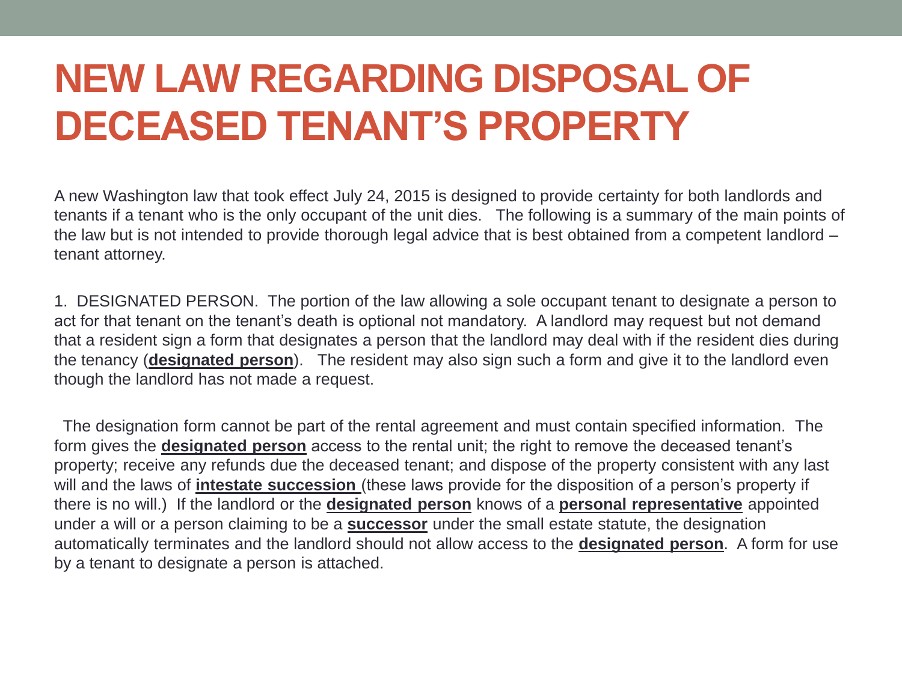# NEW LAW REGARDING DISPOSAL OF DECEASED TENANT'S PROPERTY

A new Washington law that took effect July 24, 2015 is designed to provide certainty for both landlords and tenants if a tenant who is the only occupant of the unit dies. The following is a summary of the main points of the law but is not intended to provide thorough legal advice that is best obtained from a competent landlord – tenant attorney.

1. DESIGNATED PERSON. The portion of the law allowing a sole occupant tenant to designate a person to act for that tenant on the tenant's death is optional not mandatory. A landlord may request but not demand that a resident sign a form that designates a person that the landlord may deal with if the resident dies during the tenancy (**designated person**). The resident may also sign such a form and give it to the landlord even though the landlord has not made a request.

The designation form cannot be part of the rental agreement and must contain specified information. The form gives the **designated person** access to the rental unit; the right to remove the deceased tenant's property; receive any refunds due the deceased tenant; and dispose of the property consistent with any last will and the laws of **intestate succession** (these laws provide for the disposition of a person's property if there is no will.) If the landlord or the **designated person** knows of a **personal representative** appointed under a will or a person claiming to be a **successor** under the small estate statute, the designation automatically terminates and the landlord should not allow access to the **designated person**. A form for use by a tenant to designate a person is attached.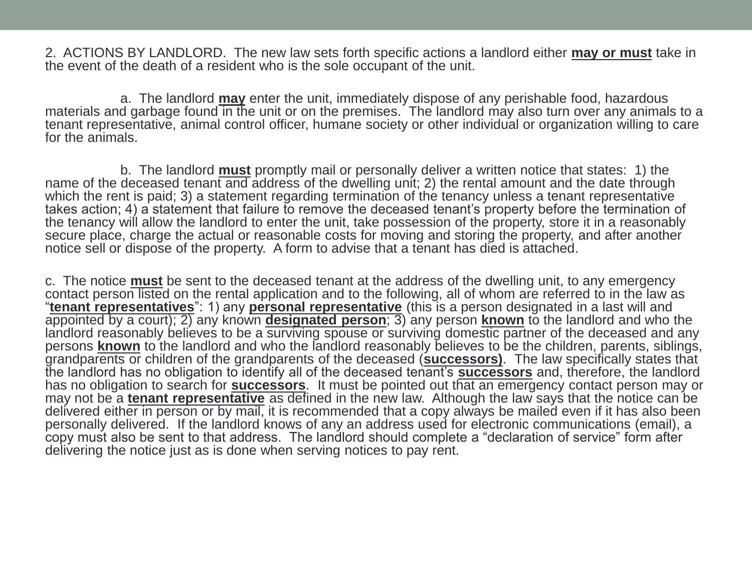2. ACTIONS BY LANDLORD. The new law sets forth specific actions a landlord either **may or must** take in the event of the death of a resident who is the sole occupant of the unit.

a. The landlord **may** enter the unit, immediately dispose of any perishable food, hazardous materials and garbage found in the unit or on the premises. The landlord may also turn over any animals to a tenant representative, animal control officer, humane society or other individual or organization willing to care for the animals.

b. The landlord **must** promptly mail or personally deliver a written notice that states: 1) the name of the deceased tenant and address of the dwelling unit; 2) the rental amount and the date through which the rent is paid; 3) a statement regarding termination of the tenancy unless a tenant representative takes action; 4) a statement that failure to remove the deceased tenant's property before the termination of the tenancy will allow the landlord to enter the unit, take possession of the property, store it in a reasonably secure place, charge the actual or reasonable costs for moving and storing the property, and after another notice sell or dispose of the property. A form to advise that a tenant has died is attached.

c. The notice **must** be sent to the deceased tenant at the address of the dwelling unit, to any emergency contact person listed on the rental application and to the following, all of whom are referred to in the law as "**tenant representatives**": 1) any **personal representative** (this is a person designated in a last will and appointed by a court); 2) any known **designated person**; 3) any person **known** to the landlord and who the landlord reasonably believes to be a surviving spouse or surviving domestic partner of the deceased and any persons **known** to the landlord and who the landlord reasonably believes to be the children, parents, siblings, grandparents or children of the grandparents of the deceased (**successors)**. The law specifically states that the landlord has no obligation to identify all of the deceased tenant's **successors** and, therefore, the landlord has no obligation to search for **successors**. It must be pointed out that an emergency contact person may or may not be a **tenant representative** as defined in the new law. Although the law says that the notice can be delivered either in person or by mail, it is recommended that a copy always be mailed even if it has also been personally delivered. If the landlord knows of any an address used for electronic communications (email), a copy must also be sent to that address. The landlord should complete a "declaration of service" form after delivering the notice just as is done when serving notices to pay rent.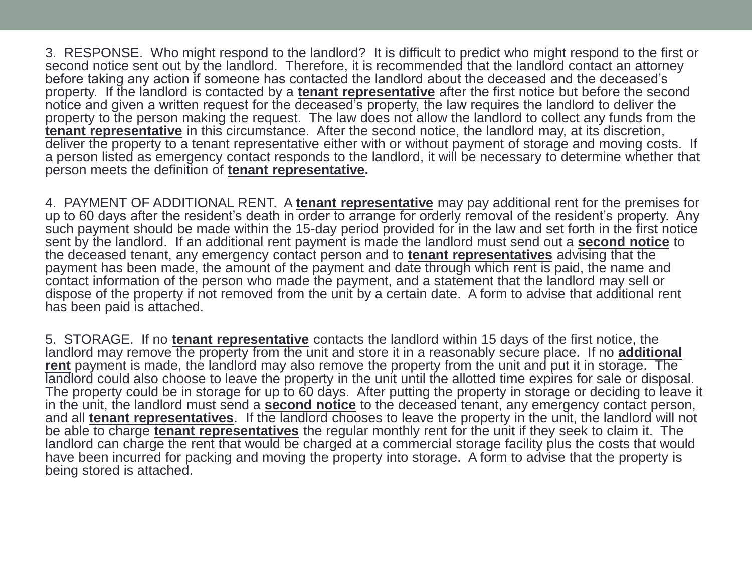3. RESPONSE. Who might respond to the landlord? It is difficult to predict who might respond to the first or second notice sent out by the landlord. Therefore, it is recommended that the landlord contact an attorney before taking any action if someone has contacted the landlord about the deceased and the deceased's property. If the landlord is contacted by a **tenant representative** after the first notice but before the second notice and given a written request for the deceased's property, the law requires the landlord to deliver the property to the person making the request. The law does not allow the landlord to collect any funds from the **tenant representative** in this circumstance. After the second notice, the landlord may, at its discretion, deliver the property to a tenant representative either with or without payment of storage and moving costs. If a person listed as emergency contact responds to the landlord, it will be necessary to determine whether that person meets the definition of **tenant representative.**

4. PAYMENT OF ADDITIONAL RENT. A **tenant representative** may pay additional rent for the premises for up to 60 days after the resident's death in order to arrange for orderly removal of the resident's property. Any such payment should be made within the 15-day period provided for in the law and set forth in the first notice sent by the landlord. If an additional rent payment is made the landlord must send out a **second notice** to the deceased tenant, any emergency contact person and to **tenant representatives** advising that the payment has been made, the amount of the payment and date through which rent is paid, the name and contact information of the person who made the payment, and a statement that the landlord may sell or dispose of the property if not removed from the unit by a certain date. A form to advise that additional rent has been paid is attached.

5. STORAGE. If no **tenant representative** contacts the landlord within 15 days of the first notice, the landlord may remove the property from the unit and store it in a reasonably secure place. If no **additional rent** payment is made, the landlord may also remove the property from the unit and put it in storage. The landlord could also choose to leave the property in the unit until the allotted time expires for sale or disposal. The property could be in storage for up to 60 days. After putting the property in storage or deciding to leave it in the unit, the landlord must send a **second notice** to the deceased tenant, any emergency contact person, and all **tenant representatives**. If the landlord chooses to leave the property in the unit, the landlord will not be able to charge **tenant representatives** the regular monthly rent for the unit if they seek to claim it. The landlord can charge the rent that would be charged at a commercial storage facility plus the costs that would have been incurred for packing and moving the property into storage. A form to advise that the property is being stored is attached.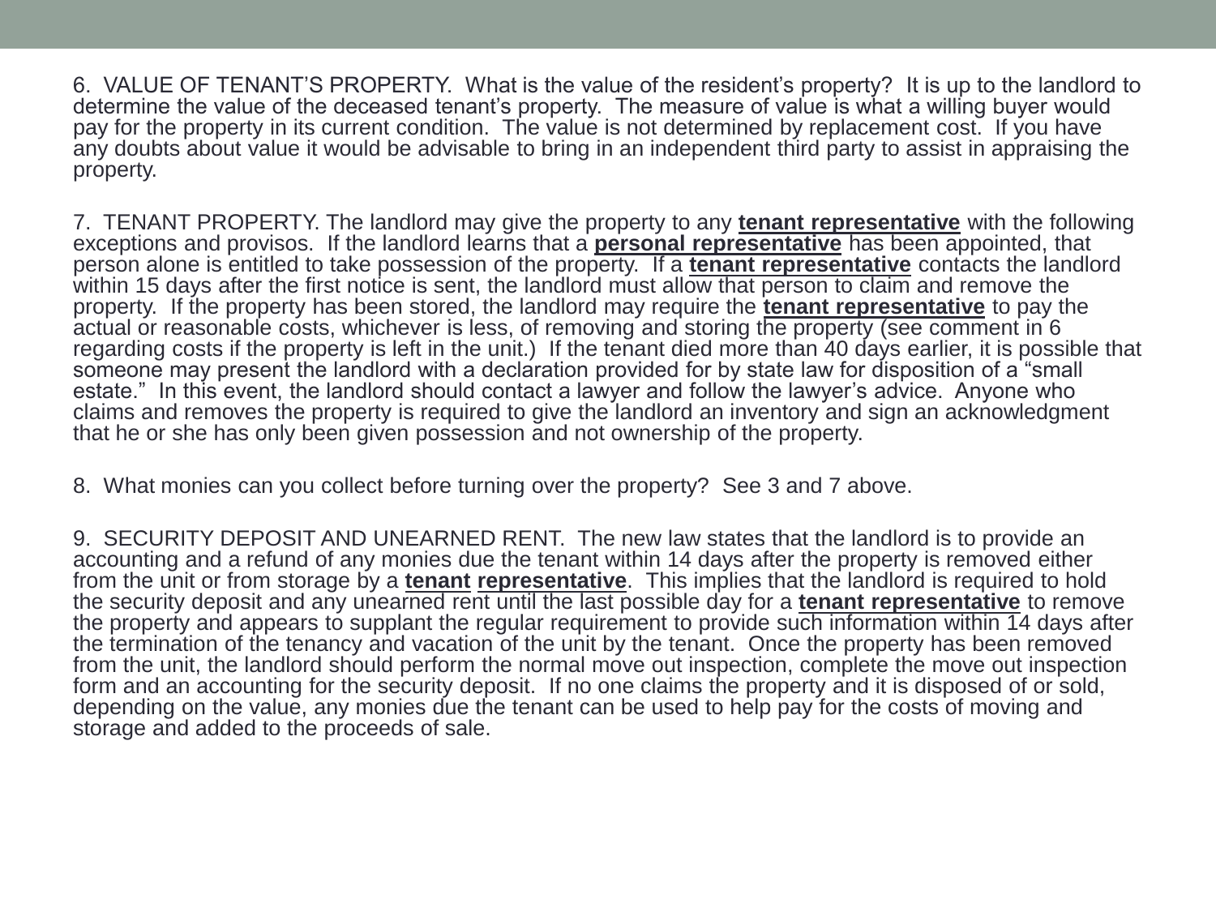6. VALUE OF TENANT'S PROPERTY. What is the value of the resident's property? It is up to the landlord to determine the value of the deceased tenant's property. The measure of value is what a willing buyer would pay for the property in its current condition. The value is not determined by replacement cost. If you have any doubts about value it would be advisable to bring in an independent third party to assist in appraising the property.

7. TENANT PROPERTY. The landlord may give the property to any **tenant representative** with the following exceptions and provisos. If the landlord learns that a **personal representative** has been appointed, that person alone is entitled to take possession of the property. If a **tenant representative** contacts the landlord within 15 days after the first notice is sent, the landlord must allow that person to claim and remove the property. If the property has been stored, the landlord may require the **tenant representative** to pay the actual or reasonable costs, whichever is less, of removing and storing the property (see comment in 6 regarding costs if the property is left in the unit.) If the tenant died more than 40 days earlier, it is possible that someone may present the landlord with a declaration provided for by state law for disposition of a "small estate." In this event, the landlord should contact a lawyer and follow the lawyer's advice. Anyone who claims and removes the property is required to give the landlord an inventory and sign an acknowledgment that he or she has only been given possession and not ownership of the property.

8. What monies can you collect before turning over the property? See 3 and 7 above.

9. SECURITY DEPOSIT AND UNEARNED RENT. The new law states that the landlord is to provide an accounting and a refund of any monies due the tenant within 14 days after the property is removed either from the unit or from storage by a **tenant representative**. This implies that the landlord is required to hold the security deposit and any unearned rent until the last possible day for a **tenant representative** to remove the property and appears to supplant the regular requirement to provide such information within 14 days after the termination of the tenancy and vacation of the unit by the tenant. Once the property has been removed from the unit, the landlord should perform the normal move out inspection, complete the move out inspection form and an accounting for the security deposit. If no one claims the property and it is disposed of or sold, depending on the value, any monies due the tenant can be used to help pay for the costs of moving and storage and added to the proceeds of sale.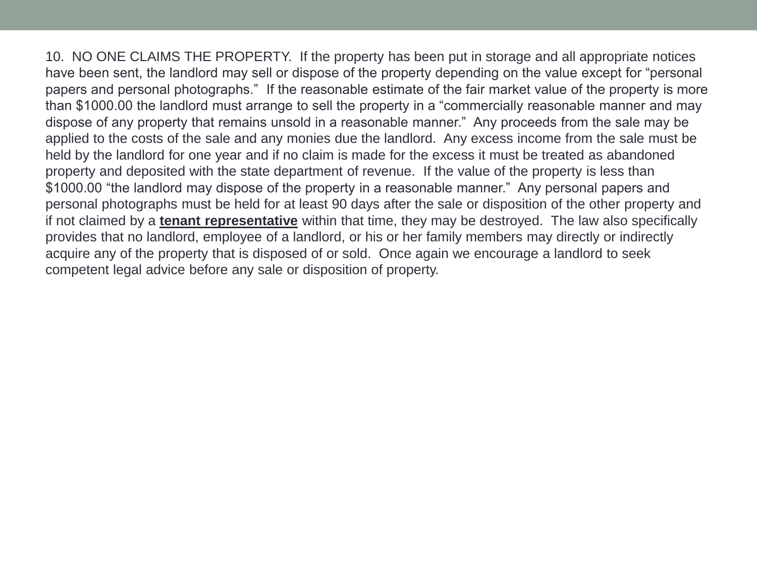10. NO ONE CLAIMS THE PROPERTY. If the property has been put in storage and all appropriate notices have been sent, the landlord may sell or dispose of the property depending on the value except for "personal papers and personal photographs." If the reasonable estimate of the fair market value of the property is more than $1000.00 the landlord must arrange to sell the property in a "commercially reasonable manner and may dispose of any property that remains unsold in a reasonable manner." Any proceeds from the sale may be applied to the costs of the sale and any monies due the landlord. Any excess income from the sale must be held by the landlord for one year and if no claim is made for the excess it must be treated as abandoned property and deposited with the state department of revenue. If the value of the property is less than $1000.00 "the landlord may dispose of the property in a reasonable manner." Any personal papers and personal photographs must be held for at least 90 days after the sale or disposition of the other property and if not claimed by a **tenant representative** within that time, they may be destroyed. The law also specifically provides that no landlord, employee of a landlord, or his or her family members may directly or indirectly acquire any of the property that is disposed of or sold. Once again we encourage a landlord to seek competent legal advice before any sale or disposition of property.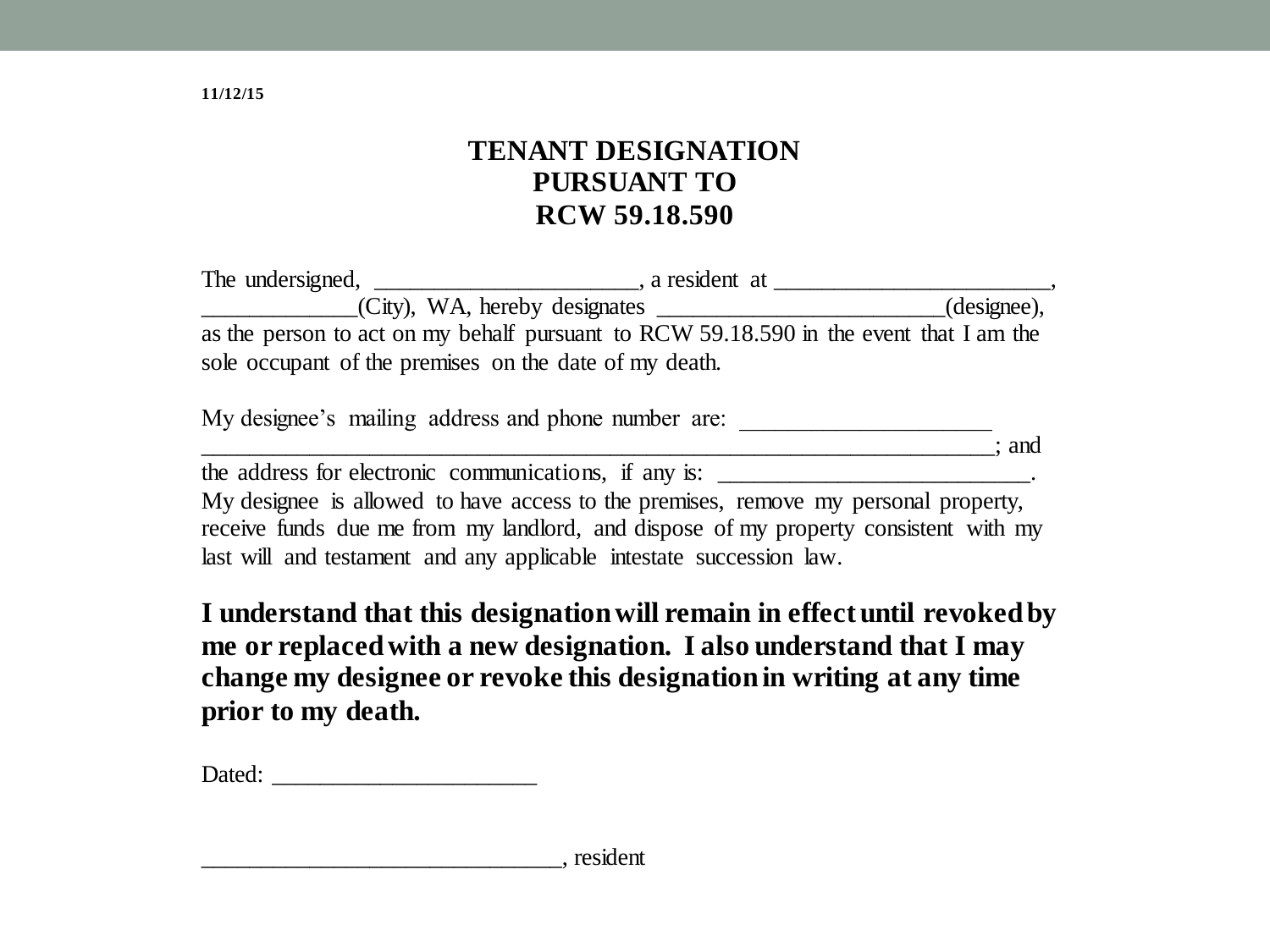11/12/15

# TENANT DESIGNATION PURSUANT TO RCW 59.18.590

The undersigned, ______________________, a resident at _______________________, _____________(City), WA, hereby designates ________________________(designee), as the person to act on my behalf pursuant to RCW 59.18.590 in the event that I am the sole occupant of the premises on the date of my death.

My designee's mailing address and phone number are: _____________________ ____________________________________________________________________; and the address for electronic communications, if any is: _________________________. My designee is allowed to have access to the premises, remove my personal property, receive funds due me from my landlord, and dispose of my property consistent with my last will and testament and any applicable intestate succession law.

**I understand that this designation will remain in effect until revoked by me or replaced with a new designation. I also understand that I may change my designee or revoke this designation in writing at any time prior to my death.**

Dated: ______________________

______________________________, resident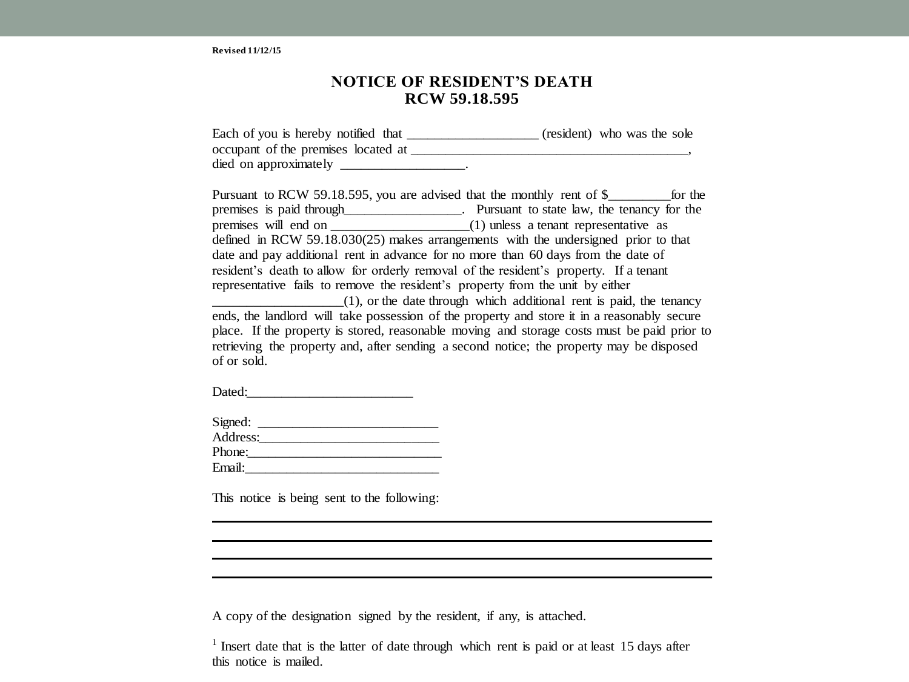Revised 11/12/15

# NOTICE OF RESIDENT'S DEATH
## RCW 59.18.595

Each of you is hereby notified that ___________________ (resident) who was the sole occupant of the premises located at _________________________________________, died on approximately __________________.

Pursuant to RCW 59.18.595, you are advised that the monthly rent of $_________for the premises is paid through_________________. Pursuant to state law, the tenancy for the premises will end on ____________________(1) unless a tenant representative as defined in RCW 59.18.030(25) makes arrangements with the undersigned prior to that date and pay additional rent in advance for no more than 60 days from the date of resident's death to allow for orderly removal of the resident's property. If a tenant representative fails to remove the resident's property from the unit by either ___________________(1), or the date through which additional rent is paid, the tenancy ends, the landlord will take possession of the property and store it in a reasonably secure place. If the property is stored, reasonable moving and storage costs must be paid prior to retrieving the property and, after sending a second notice; the property may be disposed of or sold.

Dated:________________________

Signed: __________________________
Address:__________________________
Phone:____________________________
Email:____________________________

This notice is being sent to the following:

________________________________________________________________________

________________________________________________________________________

________________________________________________________________________

________________________________________________________________________

A copy of the designation signed by the resident, if any, is attached.

[1] Insert date that is the latter of date through which rent is paid or at least 15 days after this notice is mailed.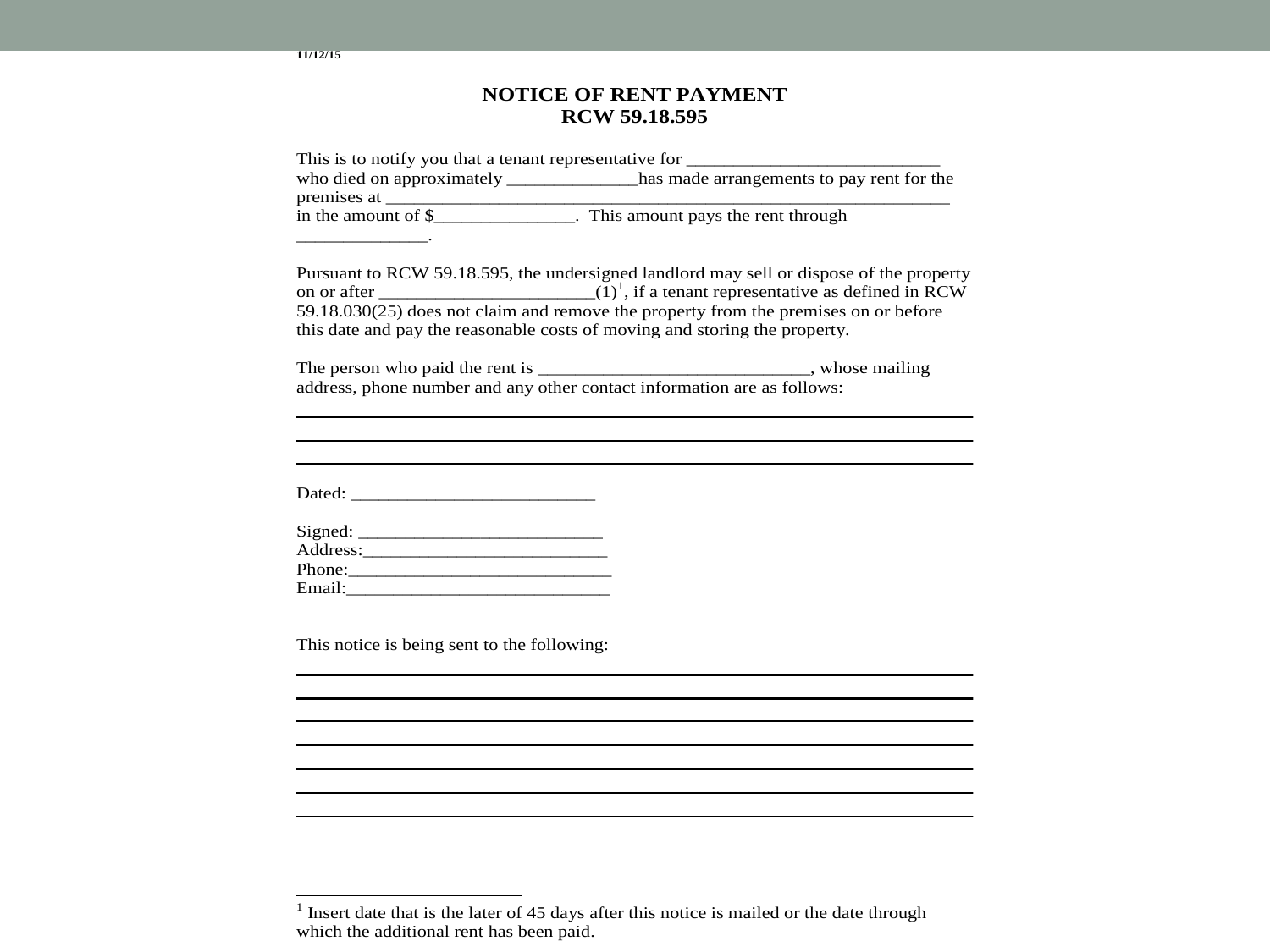11/12/15

# NOTICE OF RENT PAYMENT
## RCW 59.18.595

This is to notify you that a tenant representative for ___________________________ who died on approximately ______________has made arrangements to pay rent for the premises at ____________________________________________________________ in the amount of $_______________. This amount pays the rent through ______________.

Pursuant to RCW 59.18.595, the undersigned landlord may sell or dispose of the property on or after _______________________(1)[1], if a tenant representative as defined in RCW 59.18.030(25) does not claim and remove the property from the premises on or before this date and pay the reasonable costs of moving and storing the property.

The person who paid the rent is _____________________________, whose mailing address, phone number and any other contact information are as follows:

______________________________________________________________________

______________________________________________________________________

______________________________________________________________________

Dated: __________________________

Signed: __________________________
Address:__________________________
Phone:____________________________
Email:____________________________

This notice is being sent to the following:

______________________________________________________________________

______________________________________________________________________

______________________________________________________________________

______________________________________________________________________

______________________________________________________________________

______________________________________________________________________

______________________________________________________________________

---

[1] Insert date that is the later of 45 days after this notice is mailed or the date through which the additional rent has been paid.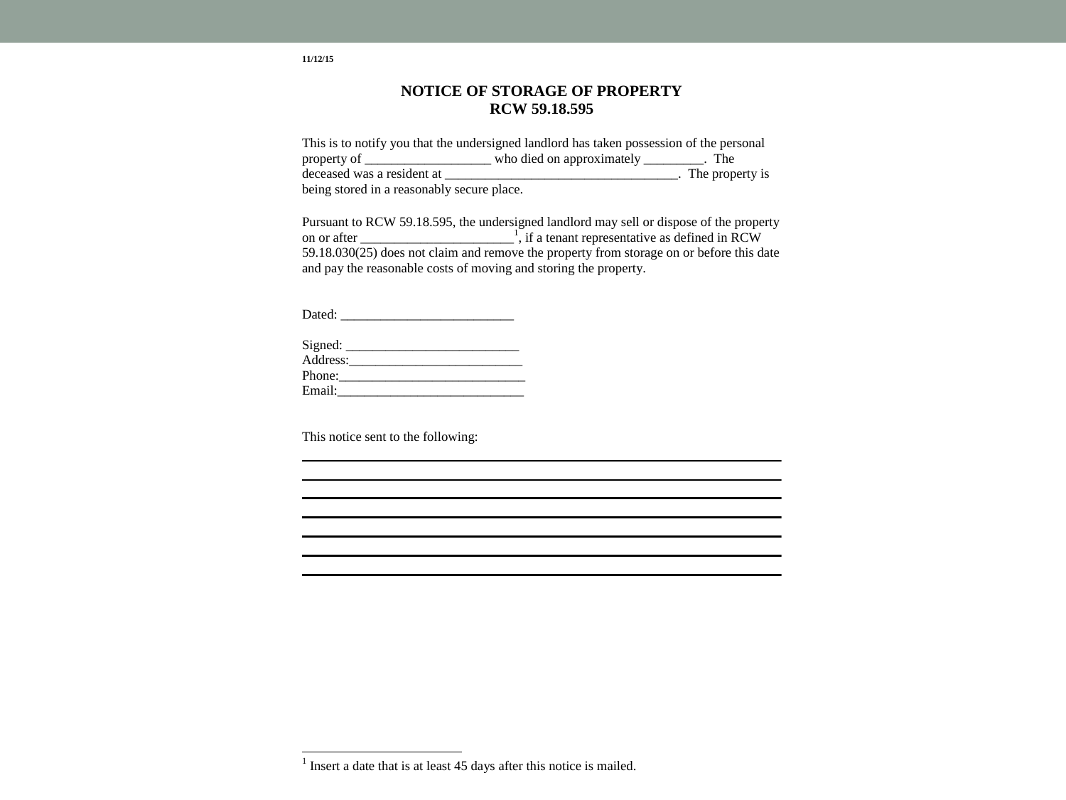11/12/15

# NOTICE OF STORAGE OF PROPERTY
# RCW 59.18.595

This is to notify you that the undersigned landlord has taken possession of the personal property of ___________________ who died on approximately _________. The deceased was a resident at ___________________________________. The property is being stored in a reasonably secure place.

Pursuant to RCW 59.18.595, the undersigned landlord may sell or dispose of the property on or after _______________________[1], if a tenant representative as defined in RCW 59.18.030(25) does not claim and remove the property from storage on or before this date and pay the reasonable costs of moving and storing the property.

Dated: __________________________

Signed: __________________________
Address:__________________________
Phone:____________________________
Email:____________________________

This notice sent to the following:

_______________________________________________________________________

_______________________________________________________________________

_______________________________________________________________________

_______________________________________________________________________

_______________________________________________________________________

_______________________________________________________________________

_______________________________________________________________________

[1] Insert a date that is at least 45 days after this notice is mailed.